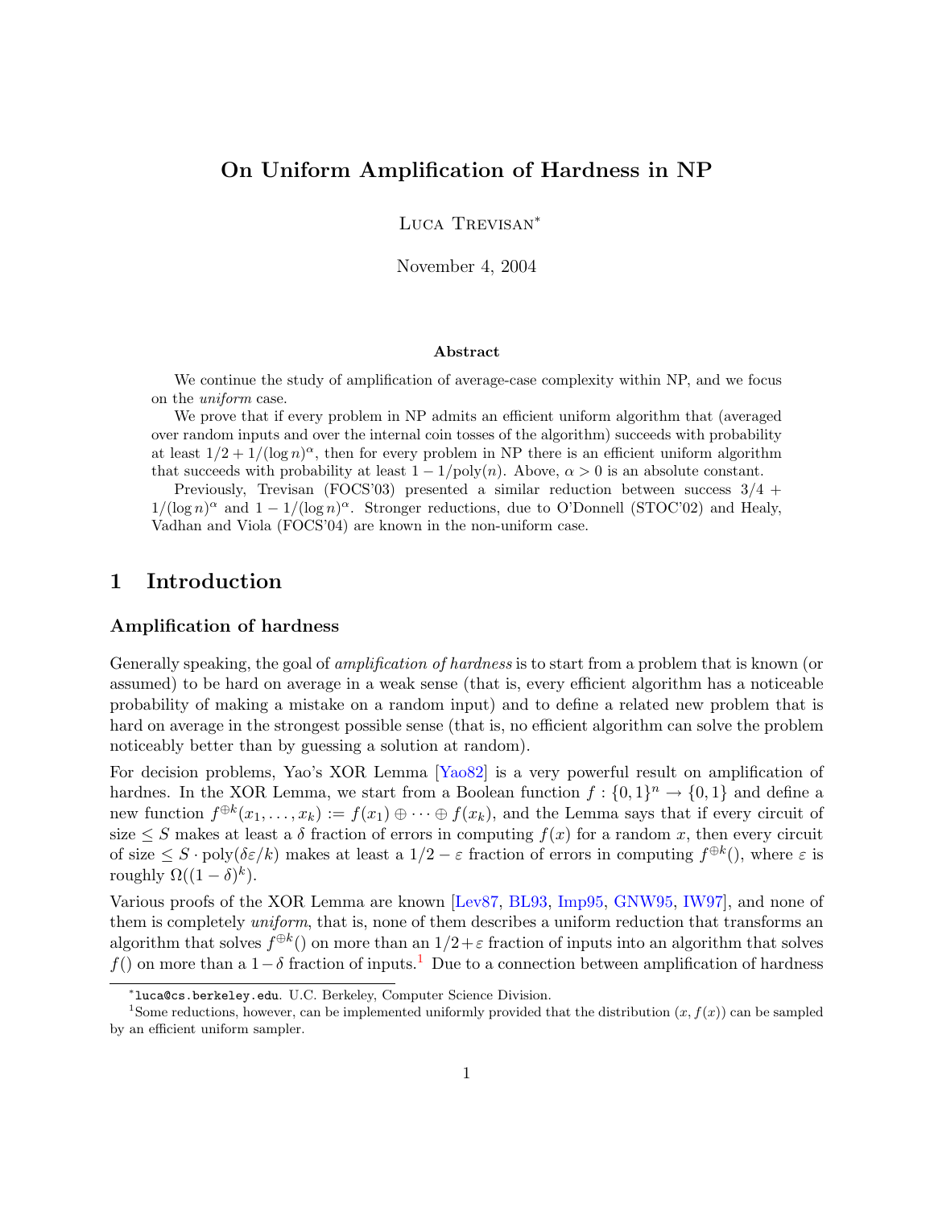# On Uniform Amplification of Hardness in NP

Luca Trevisan[*]

November 4, 2004

### Abstract

We continue the study of amplification of average-case complexity within NP, and we focus on the *uniform* case.

We prove that if every problem in NP admits an efficient uniform algorithm that (averaged over random inputs and over the internal coin tosses of the algorithm) succeeds with probability at least $1/2 + 1/(\log n)^\alpha$, then for every problem in NP there is an efficient uniform algorithm that succeeds with probability at least $1 - 1/\mathrm{poly}(n)$. Above, $\alpha > 0$ is an absolute constant.

Previously, Trevisan (FOCS'03) presented a similar reduction between success $3/4 + 1/(\log n)^\alpha$ and $1 - 1/(\log n)^\alpha$. Stronger reductions, due to O'Donnell (STOC'02) and Healy, Vadhan and Viola (FOCS'04) are known in the non-uniform case.

## 1 Introduction

### Amplification of hardness

Generally speaking, the goal of *amplification of hardness* is to start from a problem that is known (or assumed) to be hard on average in a weak sense (that is, every efficient algorithm has a noticeable probability of making a mistake on a random input) and to define a related new problem that is hard on average in the strongest possible sense (that is, no efficient algorithm can solve the problem noticeably better than by guessing a solution at random).

For decision problems, Yao's XOR Lemma [Yao82] is a very powerful result on amplification of hardnes. In the XOR Lemma, we start from a Boolean function $f : \{0,1\}^n \to \{0,1\}$ and define a new function $f^{\oplus k}(x_1, \ldots, x_k) := f(x_1) \oplus \cdots \oplus f(x_k)$, and the Lemma says that if every circuit of size $\leq S$ makes at least a $\delta$ fraction of errors in computing $f(x)$ for a random $x$, then every circuit of size $\leq S \cdot \mathrm{poly}(\delta\varepsilon/k)$ makes at least a $1/2 - \varepsilon$ fraction of errors in computing $f^{\oplus k}()$, where $\varepsilon$ is roughly $\Omega((1-\delta)^k)$.

Various proofs of the XOR Lemma are known [Lev87, BL93, Imp95, GNW95, IW97], and none of them is completely *uniform*, that is, none of them describes a uniform reduction that transforms an algorithm that solves $f^{\oplus k}()$ on more than an $1/2+\varepsilon$ fraction of inputs into an algorithm that solves $f()$ on more than a $1-\delta$ fraction of inputs.[1] Due to a connection between amplification of hardness

[*] luca@cs.berkeley.edu. U.C. Berkeley, Computer Science Division.

[1] Some reductions, however, can be implemented uniformly provided that the distribution $(x, f(x))$ can be sampled by an efficient uniform sampler.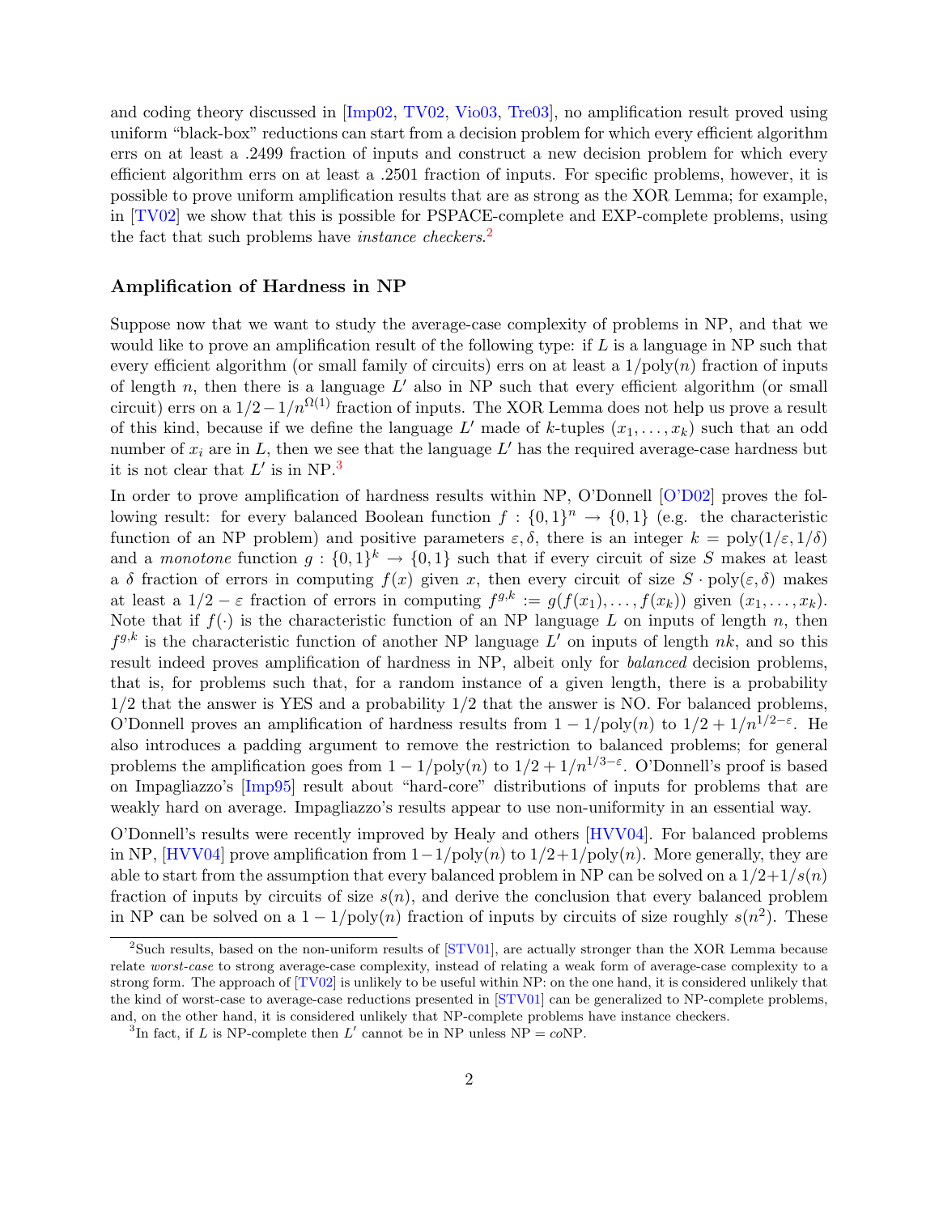and coding theory discussed in [Imp02, TV02, Vio03, Tre03], no amplification result proved using uniform "black-box" reductions can start from a decision problem for which every efficient algorithm errs on at least a .2499 fraction of inputs and construct a new decision problem for which every efficient algorithm errs on at least a .2501 fraction of inputs. For specific problems, however, it is possible to prove uniform amplification results that are as strong as the XOR Lemma; for example, in [TV02] we show that this is possible for PSPACE-complete and EXP-complete problems, using the fact that such problems have *instance checkers*.[2]

### Amplification of Hardness in NP

Suppose now that we want to study the average-case complexity of problems in NP, and that we would like to prove an amplification result of the following type: if $L$ is a language in NP such that every efficient algorithm (or small family of circuits) errs on at least a $1/\text{poly}(n)$ fraction of inputs of length $n$, then there is a language $L'$ also in NP such that every efficient algorithm (or small circuit) errs on a $1/2 - 1/n^{\Omega(1)}$ fraction of inputs. The XOR Lemma does not help us prove a result of this kind, because if we define the language $L'$ made of $k$-tuples $(x_1, \ldots, x_k)$ such that an odd number of $x_i$ are in $L$, then we see that the language $L'$ has the required average-case hardness but it is not clear that $L'$ is in NP.[3]

In order to prove amplification of hardness results within NP, O'Donnell [O'D02] proves the following result: for every balanced Boolean function $f : \{0,1\}^n \to \{0,1\}$ (e.g. the characteristic function of an NP problem) and positive parameters $\varepsilon, \delta$, there is an integer $k = \text{poly}(1/\varepsilon, 1/\delta)$ and a *monotone* function $g : \{0,1\}^k \to \{0,1\}$ such that if every circuit of size $S$ makes at least a $\delta$ fraction of errors in computing $f(x)$ given $x$, then every circuit of size $S \cdot \text{poly}(\varepsilon, \delta)$ makes at least a $1/2 - \varepsilon$ fraction of errors in computing $f^{g,k} := g(f(x_1), \ldots, f(x_k))$ given $(x_1, \ldots, x_k)$. Note that if $f(\cdot)$ is the characteristic function of an NP language $L$ on inputs of length $n$, then $f^{g,k}$ is the characteristic function of another NP language $L'$ on inputs of length $nk$, and so this result indeed proves amplification of hardness in NP, albeit only for *balanced* decision problems, that is, for problems such that, for a random instance of a given length, there is a probability $1/2$ that the answer is YES and a probability $1/2$ that the answer is NO. For balanced problems, O'Donnell proves an amplification of hardness results from $1 - 1/\text{poly}(n)$ to $1/2 + 1/n^{1/2-\varepsilon}$. He also introduces a padding argument to remove the restriction to balanced problems; for general problems the amplification goes from $1 - 1/\text{poly}(n)$ to $1/2 + 1/n^{1/3-\varepsilon}$. O'Donnell's proof is based on Impagliazzo's [Imp95] result about "hard-core" distributions of inputs for problems that are weakly hard on average. Impagliazzo's results appear to use non-uniformity in an essential way.

O'Donnell's results were recently improved by Healy and others [HVV04]. For balanced problems in NP, [HVV04] prove amplification from $1 - 1/\text{poly}(n)$ to $1/2 + 1/\text{poly}(n)$. More generally, they are able to start from the assumption that every balanced problem in NP can be solved on a $1/2 + 1/s(n)$ fraction of inputs by circuits of size $s(n)$, and derive the conclusion that every balanced problem in NP can be solved on a $1 - 1/\text{poly}(n)$ fraction of inputs by circuits of size roughly $s(n^2)$. These

[2] Such results, based on the non-uniform results of [STV01], are actually stronger than the XOR Lemma because relate *worst-case* to strong average-case complexity, instead of relating a weak form of average-case complexity to a strong form. The approach of [TV02] is unlikely to be useful within NP: on the one hand, it is considered unlikely that the kind of worst-case to average-case reductions presented in [STV01] can be generalized to NP-complete problems, and, on the other hand, it is considered unlikely that NP-complete problems have instance checkers.

[3] In fact, if $L$ is NP-complete then $L'$ cannot be in NP unless NP $=$ *co*NP.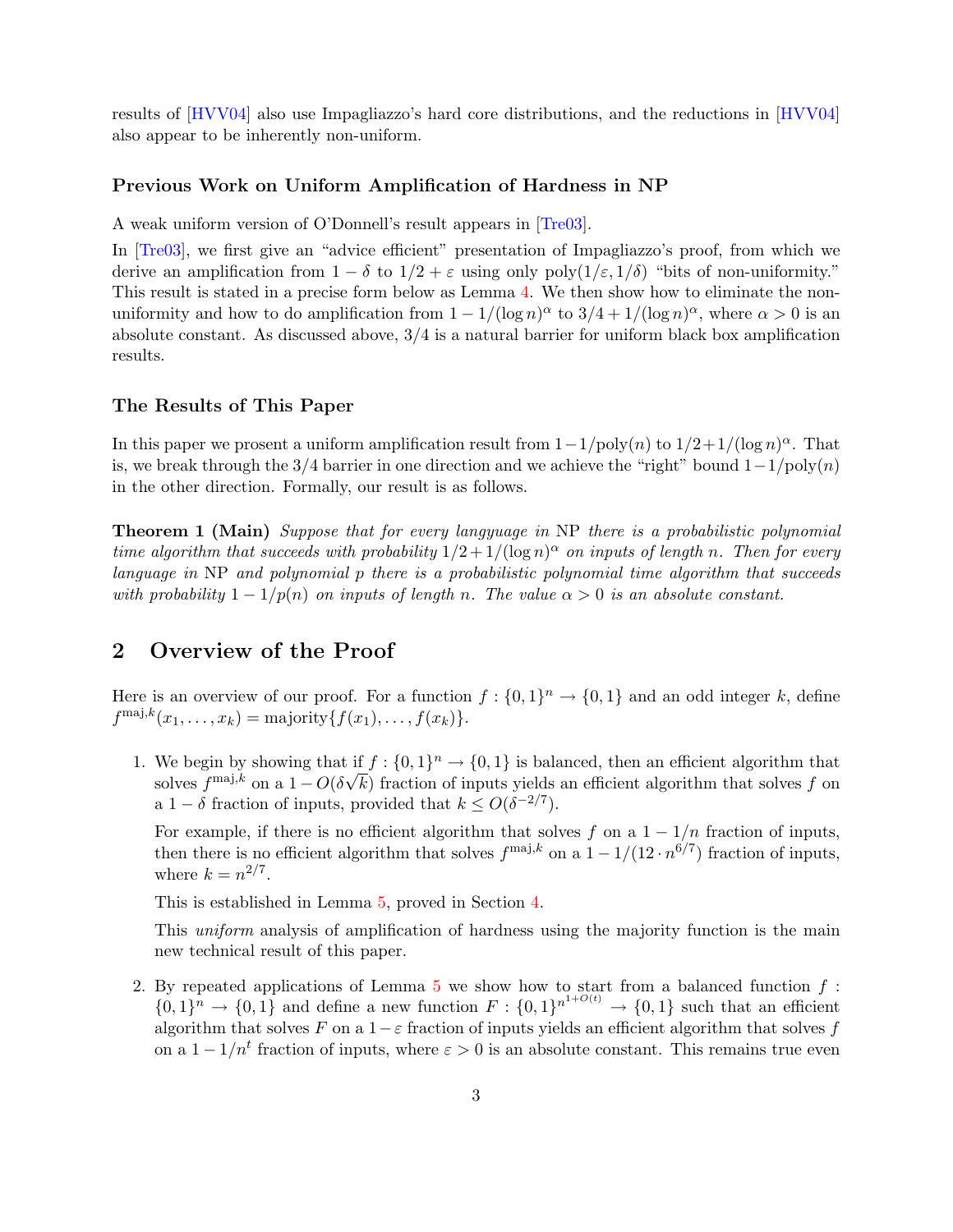results of [HVV04] also use Impagliazzo's hard core distributions, and the reductions in [HVV04] also appear to be inherently non-uniform.

### Previous Work on Uniform Amplification of Hardness in NP

A weak uniform version of O'Donnell's result appears in [Tre03].

In [Tre03], we first give an "advice efficient" presentation of Impagliazzo's proof, from which we derive an amplification from $1-\delta$ to $1/2+\varepsilon$ using only $\text{poly}(1/\varepsilon, 1/\delta)$ "bits of non-uniformity." This result is stated in a precise form below as Lemma 4. We then show how to eliminate the non-uniformity and how to do amplification from $1 - 1/(\log n)^\alpha$ to $3/4 + 1/(\log n)^\alpha$, where $\alpha > 0$ is an absolute constant. As discussed above, 3/4 is a natural barrier for uniform black box amplification results.

### The Results of This Paper

In this paper we prosent a uniform amplification result from $1-1/\text{poly}(n)$ to $1/2+1/(\log n)^\alpha$. That is, we break through the 3/4 barrier in one direction and we achieve the "right" bound $1-1/\text{poly}(n)$ in the other direction. Formally, our result is as follows.

**Theorem 1 (Main)** *Suppose that for every langyuage in* NP *there is a probabilistic polynomial time algorithm that succeeds with probability* $1/2+1/(\log n)^\alpha$ *on inputs of length* $n$. *Then for every language in* NP *and polynomial* $p$ *there is a probabilistic polynomial time algorithm that succeeds with probability* $1-1/p(n)$ *on inputs of length* $n$. *The value* $\alpha > 0$ *is an absolute constant.*

## 2 Overview of the Proof

Here is an overview of our proof. For a function $f : \{0,1\}^n \to \{0,1\}$ and an odd integer $k$, define $f^{\text{maj},k}(x_1, \ldots, x_k) = \text{majority}\{f(x_1), \ldots, f(x_k)\}$.

1. We begin by showing that if $f : \{0,1\}^n \to \{0,1\}$ is balanced, then an efficient algorithm that solves $f^{\text{maj},k}$ on a $1 - O(\delta\sqrt{k})$ fraction of inputs yields an efficient algorithm that solves $f$ on a $1-\delta$ fraction of inputs, provided that $k \leq O(\delta^{-2/7})$.

   For example, if there is no efficient algorithm that solves $f$ on a $1-1/n$ fraction of inputs, then there is no efficient algorithm that solves $f^{\text{maj},k}$ on a $1 - 1/(12 \cdot n^{6/7})$ fraction of inputs, where $k = n^{2/7}$.

   This is established in Lemma 5, proved in Section 4.

   This *uniform* analysis of amplification of hardness using the majority function is the main new technical result of this paper.

2. By repeated applications of Lemma 5 we show how to start from a balanced function $f : \{0,1\}^n \to \{0,1\}$ and define a new function $F : \{0,1\}^{n^{1+O(t)}} \to \{0,1\}$ such that an efficient algorithm that solves $F$ on a $1-\varepsilon$ fraction of inputs yields an efficient algorithm that solves $f$ on a $1 - 1/n^t$ fraction of inputs, where $\varepsilon > 0$ is an absolute constant. This remains true even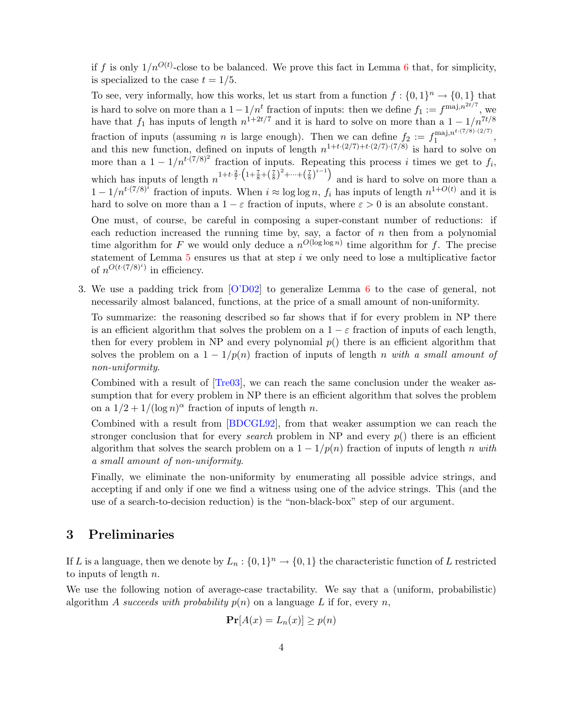if $f$ is only $1/n^{O(t)}$-close to be balanced. We prove this fact in Lemma 6 that, for simplicity, is specialized to the case $t = 1/5$.

To see, very informally, how this works, let us start from a function $f : \{0,1\}^n \to \{0,1\}$ that is hard to solve on more than a $1 - 1/n^t$ fraction of inputs: then we define $f_1 := f^{\mathrm{maj}, n^{2t/7}}$, we have that $f_1$ has inputs of length $n^{1+2t/7}$ and it is hard to solve on more than a $1 - 1/n^{7t/8}$ fraction of inputs (assuming $n$ is large enough). Then we can define $f_2 := f_1^{\mathrm{maj}, n^{t \cdot (7/8) \cdot (2/7)}}$, and this new function, defined on inputs of length $n^{1+t \cdot (2/7) + t \cdot (2/7) \cdot (7/8)}$ is hard to solve on more than a $1 - 1/n^{t \cdot (7/8)^2}$ fraction of inputs. Repeating this process $i$ times we get to $f_i$, which has inputs of length $n^{1 + t \cdot \frac{2}{7} \cdot \left(1 + \frac{7}{8} + \left(\frac{7}{8}\right)^2 + \cdots + \left(\frac{7}{8}\right)^{i-1}\right)}$ and is hard to solve on more than a $1 - 1/n^{t \cdot (7/8)^i}$ fraction of inputs. When $i \approx \log \log n$, $f_i$ has inputs of length $n^{1+O(t)}$ and it is hard to solve on more than a $1 - \varepsilon$ fraction of inputs, where $\varepsilon > 0$ is an absolute constant.

One must, of course, be careful in composing a super-constant number of reductions: if each reduction increased the running time by, say, a factor of $n$ then from a polynomial time algorithm for $F$ we would only deduce a $n^{O(\log \log n)}$ time algorithm for $f$. The precise statement of Lemma 5 ensures us that at step $i$ we only need to lose a multiplicative factor of $n^{O(t \cdot (7/8)^i)}$ in efficiency.

3. We use a padding trick from [O'D02] to generalize Lemma 6 to the case of general, not necessarily almost balanced, functions, at the price of a small amount of non-uniformity.

   To summarize: the reasoning described so far shows that if for every problem in NP there is an efficient algorithm that solves the problem on a $1 - \varepsilon$ fraction of inputs of each length, then for every problem in NP and every polynomial $p()$ there is an efficient algorithm that solves the problem on a $1 - 1/p(n)$ fraction of inputs of length $n$ *with a small amount of non-uniformity*.

   Combined with a result of [Tre03], we can reach the same conclusion under the weaker assumption that for every problem in NP there is an efficient algorithm that solves the problem on a $1/2 + 1/(\log n)^\alpha$ fraction of inputs of length $n$.

   Combined with a result from [BDCGL92], from that weaker assumption we can reach the stronger conclusion that for every *search* problem in NP and every $p()$ there is an efficient algorithm that solves the search problem on a $1 - 1/p(n)$ fraction of inputs of length $n$ *with a small amount of non-uniformity*.

   Finally, we eliminate the non-uniformity by enumerating all possible advice strings, and accepting if and only if one we find a witness using one of the advice strings. This (and the use of a search-to-decision reduction) is the "non-black-box" step of our argument.

## 3 Preliminaries

If $L$ is a language, then we denote by $L_n : \{0,1\}^n \to \{0,1\}$ the characteristic function of $L$ restricted to inputs of length $n$.

We use the following notion of average-case tractability. We say that a (uniform, probabilistic) algorithm $A$ *succeeds with probability* $p(n)$ on a language $L$ if for, every $n$,

$$\mathbf{Pr}[A(x) = L_n(x)] \geq p(n)$$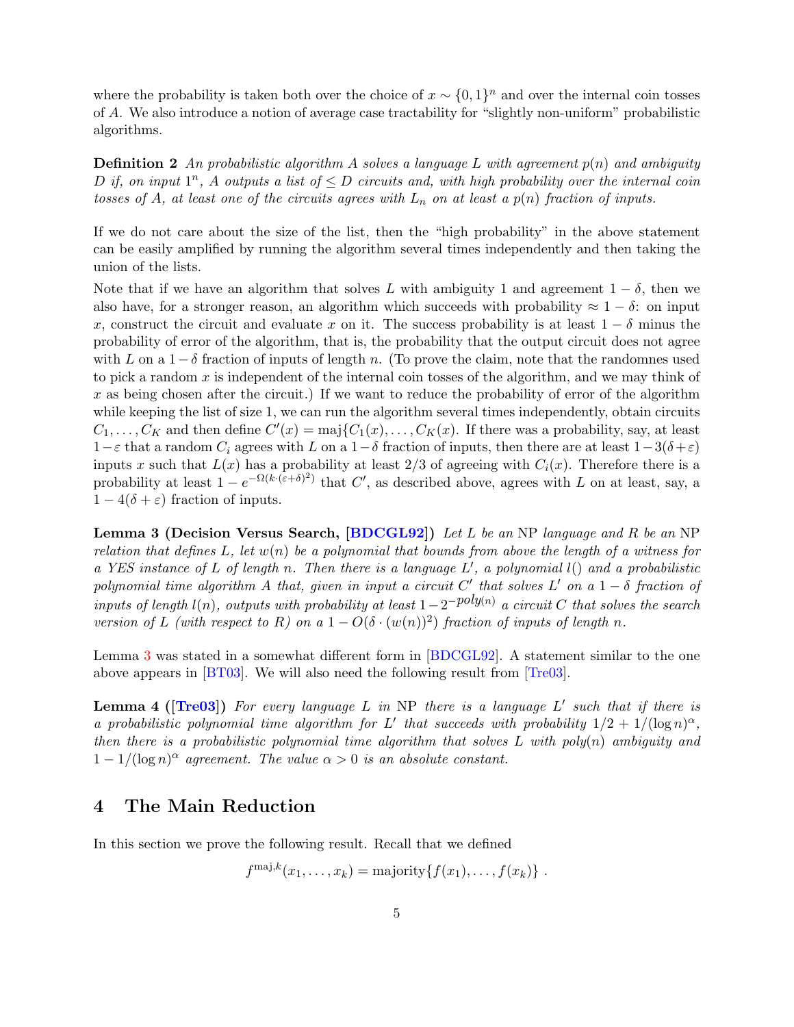where the probability is taken both over the choice of $x \sim \{0,1\}^n$ and over the internal coin tosses of $A$. We also introduce a notion of average case tractability for "slightly non-uniform" probabilistic algorithms.

**Definition 2** *An probabilistic algorithm $A$ solves a language $L$ with agreement $p(n)$ and ambiguity $D$ if, on input $1^n$, $A$ outputs a list of $\leq D$ circuits and, with high probability over the internal coin tosses of $A$, at least one of the circuits agrees with $L_n$ on at least a $p(n)$ fraction of inputs.*

If we do not care about the size of the list, then the "high probability" in the above statement can be easily amplified by running the algorithm several times independently and then taking the union of the lists.

Note that if we have an algorithm that solves $L$ with ambiguity 1 and agreement $1-\delta$, then we also have, for a stronger reason, an algorithm which succeeds with probability $\approx 1-\delta$: on input $x$, construct the circuit and evaluate $x$ on it. The success probability is at least $1-\delta$ minus the probability of error of the algorithm, that is, the probability that the output circuit does not agree with $L$ on a $1-\delta$ fraction of inputs of length $n$. (To prove the claim, note that the randomnes used to pick a random $x$ is independent of the internal coin tosses of the algorithm, and we may think of $x$ as being chosen after the circuit.) If we want to reduce the probability of error of the algorithm while keeping the list of size 1, we can run the algorithm several times independently, obtain circuits $C_1, \ldots, C_K$ and then define $C'(x) = \text{maj}\{C_1(x), \ldots, C_K(x)$. If there was a probability, say, at least $1-\varepsilon$ that a random $C_i$ agrees with $L$ on a $1-\delta$ fraction of inputs, then there are at least $1-3(\delta+\varepsilon)$ inputs $x$ such that $L(x)$ has a probability at least $2/3$ of agreeing with $C_i(x)$. Therefore there is a probability at least $1-e^{-\Omega(k\cdot(\varepsilon+\delta)^2)}$ that $C'$, as described above, agrees with $L$ on at least, say, a $1-4(\delta+\varepsilon)$ fraction of inputs.

**Lemma 3 (Decision Versus Search, [BDCGL92])** *Let $L$ be an NP language and $R$ be an NP relation that defines $L$, let $w(n)$ be a polynomial that bounds from above the length of a witness for a YES instance of $L$ of length $n$. Then there is a language $L'$, a polynomial $l()$ and a probabilistic polynomial time algorithm $A$ that, given in input a circuit $C'$ that solves $L'$ on a $1-\delta$ fraction of inputs of length $l(n)$, outputs with probability at least $1-2^{-poly(n)}$ a circuit $C$ that solves the search version of $L$ (with respect to $R$) on a $1-O(\delta\cdot(w(n))^2)$ fraction of inputs of length $n$.*

Lemma 3 was stated in a somewhat different form in [BDCGL92]. A statement similar to the one above appears in [BT03]. We will also need the following result from [Tre03].

**Lemma 4 ([Tre03])** *For every language $L$ in NP there is a language $L'$ such that if there is a probabilistic polynomial time algorithm for $L'$ that succeeds with probability $1/2 + 1/(\log n)^\alpha$, then there is a probabilistic polynomial time algorithm that solves $L$ with poly$(n)$ ambiguity and $1-1/(\log n)^\alpha$ agreement. The value $\alpha > 0$ is an absolute constant.*

## 4 The Main Reduction

In this section we prove the following result. Recall that we defined

$$f^{\text{maj},k}(x_1, \ldots, x_k) = \text{majority}\{f(x_1), \ldots, f(x_k)\} .$$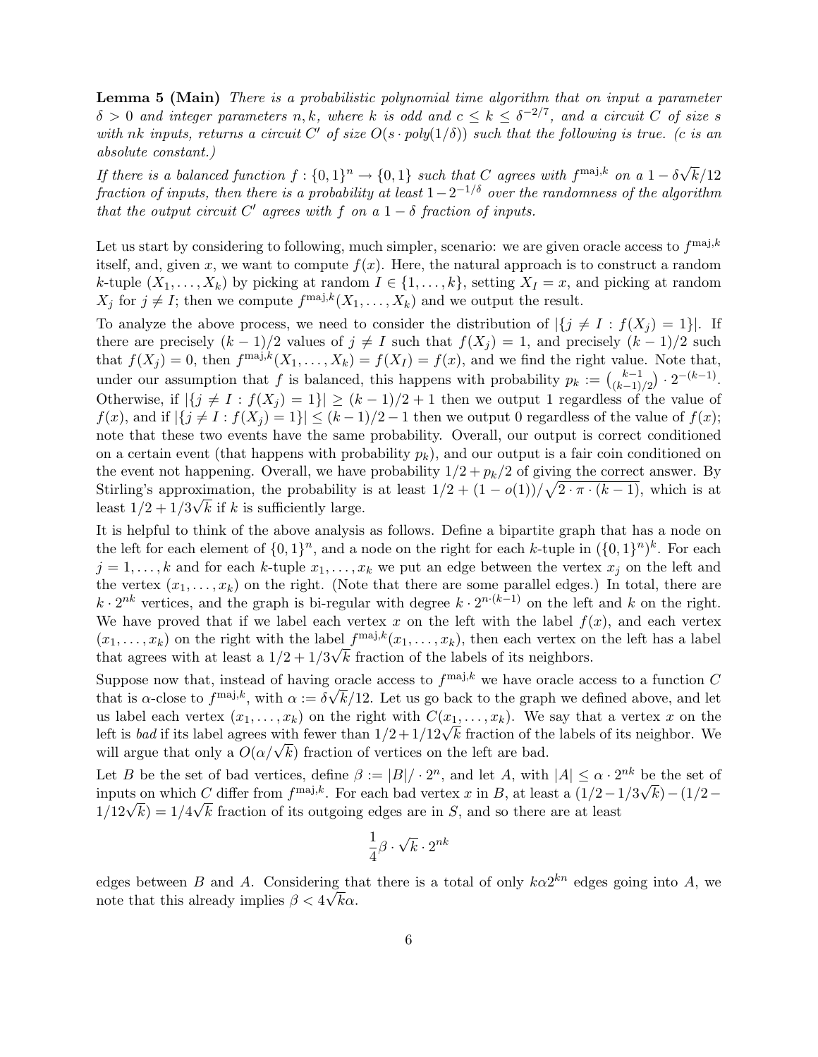**Lemma 5 (Main)** *There is a probabilistic polynomial time algorithm that on input a parameter $\delta > 0$ and integer parameters $n, k$, where $k$ is odd and $c \leq k \leq \delta^{-2/7}$, and a circuit $C$ of size $s$ with $nk$ inputs, returns a circuit $C'$ of size $O(s \cdot poly(1/\delta))$ such that the following is true. ($c$ is an absolute constant.)*

*If there is a balanced function $f : \{0,1\}^n \to \{0,1\}$ such that $C$ agrees with $f^{\mathrm{maj},k}$ on a $1 - \delta\sqrt{k}/12$ fraction of inputs, then there is a probability at least $1 - 2^{-1/\delta}$ over the randomness of the algorithm that the output circuit $C'$ agrees with $f$ on a $1 - \delta$ fraction of inputs.*

Let us start by considering to following, much simpler, scenario: we are given oracle access to $f^{\mathrm{maj},k}$ itself, and, given $x$, we want to compute $f(x)$. Here, the natural approach is to construct a random $k$-tuple $(X_1, \ldots, X_k)$ by picking at random $I \in \{1, \ldots, k\}$, setting $X_I = x$, and picking at random $X_j$ for $j \neq I$; then we compute $f^{\mathrm{maj},k}(X_1, \ldots, X_k)$ and we output the result.

To analyze the above process, we need to consider the distribution of $|\{j \neq I : f(X_j) = 1\}|$. If there are precisely $(k-1)/2$ values of $j \neq I$ such that $f(X_j) = 1$, and precisely $(k-1)/2$ such that $f(X_j) = 0$, then $f^{\mathrm{maj},k}(X_1, \ldots, X_k) = f(X_I) = f(x)$, and we find the right value. Note that, under our assumption that $f$ is balanced, this happens with probability $p_k := \binom{k-1}{(k-1)/2} \cdot 2^{-(k-1)}$. Otherwise, if $|\{j \neq I : f(X_j) = 1\}| \geq (k-1)/2 + 1$ then we output 1 regardless of the value of $f(x)$, and if $|\{j \neq I : f(X_j) = 1\}| \leq (k-1)/2 - 1$ then we output 0 regardless of the value of $f(x)$; note that these two events have the same probability. Overall, our output is correct conditioned on a certain event (that happens with probability $p_k$), and our output is a fair coin conditioned on the event not happening. Overall, we have probability $1/2 + p_k/2$ of giving the correct answer. By Stirling's approximation, the probability is at least $1/2 + (1 - o(1))/\sqrt{2 \cdot \pi \cdot (k-1)}$, which is at least $1/2 + 1/3\sqrt{k}$ if $k$ is sufficiently large.

It is helpful to think of the above analysis as follows. Define a bipartite graph that has a node on the left for each element of $\{0,1\}^n$, and a node on the right for each $k$-tuple in $(\{0,1\}^n)^k$. For each $j = 1, \ldots, k$ and for each $k$-tuple $x_1, \ldots, x_k$ we put an edge between the vertex $x_j$ on the left and the vertex $(x_1, \ldots, x_k)$ on the right. (Note that there are some parallel edges.) In total, there are $k \cdot 2^{nk}$ vertices, and the graph is bi-regular with degree $k \cdot 2^{n \cdot (k-1)}$ on the left and $k$ on the right. We have proved that if we label each vertex $x$ on the left with the label $f(x)$, and each vertex $(x_1, \ldots, x_k)$ on the right with the label $f^{\mathrm{maj},k}(x_1, \ldots, x_k)$, then each vertex on the left has a label that agrees with at least a $1/2 + 1/3\sqrt{k}$ fraction of the labels of its neighbors.

Suppose now that, instead of having oracle access to $f^{\mathrm{maj},k}$ we have oracle access to a function $C$ that is $\alpha$-close to $f^{\mathrm{maj},k}$, with $\alpha := \delta\sqrt{k}/12$. Let us go back to the graph we defined above, and let us label each vertex $(x_1, \ldots, x_k)$ on the right with $C(x_1, \ldots, x_k)$. We say that a vertex $x$ on the left is *bad* if its label agrees with fewer than $1/2 + 1/12\sqrt{k}$ fraction of the labels of its neighbor. We will argue that only a $O(\alpha/\sqrt{k})$ fraction of vertices on the left are bad.

Let $B$ be the set of bad vertices, define $\beta := |B|/ \cdot 2^n$, and let $A$, with $|A| \leq \alpha \cdot 2^{nk}$ be the set of inputs on which $C$ differ from $f^{\mathrm{maj},k}$. For each bad vertex $x$ in $B$, at least a $(1/2 - 1/3\sqrt{k}) - (1/2 - 1/12\sqrt{k}) = 1/4\sqrt{k}$ fraction of its outgoing edges are in $S$, and so there are at least

$$\frac{1}{4}\beta \cdot \sqrt{k} \cdot 2^{nk}$$

edges between $B$ and $A$. Considering that there is a total of only $k\alpha 2^{kn}$ edges going into $A$, we note that this already implies $\beta < 4\sqrt{k}\alpha$.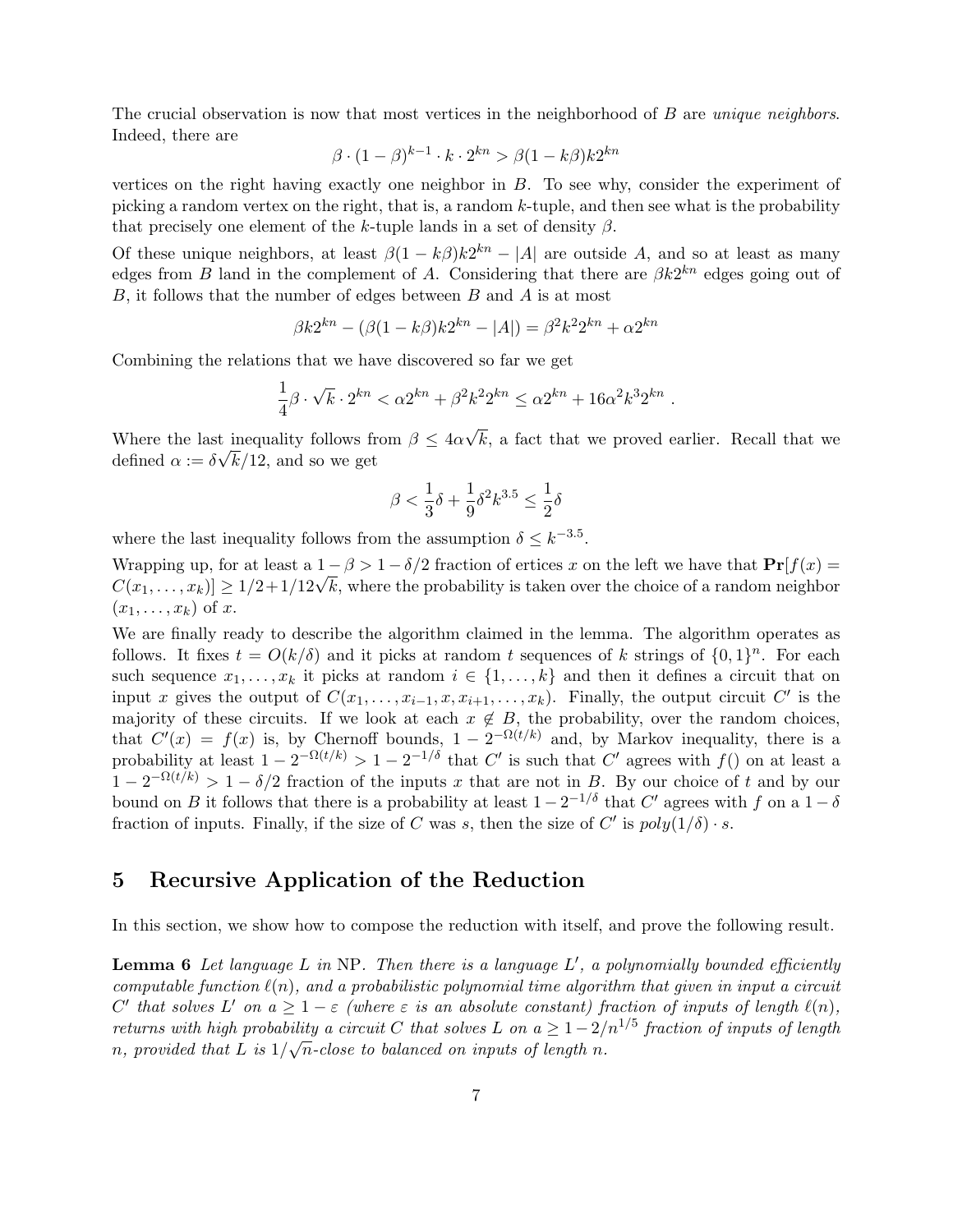The crucial observation is now that most vertices in the neighborhood of $B$ are *unique neighbors*. Indeed, there are

$$\beta \cdot (1-\beta)^{k-1} \cdot k \cdot 2^{kn} > \beta(1-k\beta)k2^{kn}$$

vertices on the right having exactly one neighbor in $B$. To see why, consider the experiment of picking a random vertex on the right, that is, a random $k$-tuple, and then see what is the probability that precisely one element of the $k$-tuple lands in a set of density $\beta$.

Of these unique neighbors, at least $\beta(1-k\beta)k2^{kn} - |A|$ are outside $A$, and so at least as many edges from $B$ land in the complement of $A$. Considering that there are $\beta k 2^{kn}$ edges going out of $B$, it follows that the number of edges between $B$ and $A$ is at most

$$\beta k 2^{kn} - (\beta(1-k\beta)k2^{kn} - |A|) = \beta^2 k^2 2^{kn} + \alpha 2^{kn}$$

Combining the relations that we have discovered so far we get

$$\frac{1}{4}\beta \cdot \sqrt{k} \cdot 2^{kn} < \alpha 2^{kn} + \beta^2 k^2 2^{kn} \leq \alpha 2^{kn} + 16\alpha^2 k^3 2^{kn} \ .$$

Where the last inequality follows from $\beta \leq 4\alpha\sqrt{k}$, a fact that we proved earlier. Recall that we defined $\alpha := \delta\sqrt{k}/12$, and so we get

$$\beta < \frac{1}{3}\delta + \frac{1}{9}\delta^2 k^{3.5} \leq \frac{1}{2}\delta$$

where the last inequality follows from the assumption $\delta \leq k^{-3.5}$.

Wrapping up, for at least a $1-\beta > 1-\delta/2$ fraction of ertices $x$ on the left we have that $\mathbf{Pr}[f(x) = C(x_1, \ldots, x_k)] \geq 1/2 + 1/12\sqrt{k}$, where the probability is taken over the choice of a random neighbor $(x_1, \ldots, x_k)$ of $x$.

We are finally ready to describe the algorithm claimed in the lemma. The algorithm operates as follows. It fixes $t = O(k/\delta)$ and it picks at random $t$ sequences of $k$ strings of $\{0,1\}^n$. For each such sequence $x_1, \ldots, x_k$ it picks at random $i \in \{1, \ldots, k\}$ and then it defines a circuit that on input $x$ gives the output of $C(x_1, \ldots, x_{i-1}, x, x_{i+1}, \ldots, x_k)$. Finally, the output circuit $C'$ is the majority of these circuits. If we look at each $x \notin B$, the probability, over the random choices, that $C'(x) = f(x)$ is, by Chernoff bounds, $1 - 2^{-\Omega(t/k)}$ and, by Markov inequality, there is a probability at least $1 - 2^{-\Omega(t/k)} > 1 - 2^{-1/\delta}$ that $C'$ is such that $C'$ agrees with $f()$ on at least a $1 - 2^{-\Omega(t/k)} > 1 - \delta/2$ fraction of the inputs $x$ that are not in $B$. By our choice of $t$ and by our bound on $B$ it follows that there is a probability at least $1 - 2^{-1/\delta}$ that $C'$ agrees with $f$ on a $1-\delta$ fraction of inputs. Finally, if the size of $C$ was $s$, then the size of $C'$ is $poly(1/\delta) \cdot s$.

## 5 Recursive Application of the Reduction

In this section, we show how to compose the reduction with itself, and prove the following result.

**Lemma 6** *Let language $L$ in* NP*. Then there is a language $L'$, a polynomially bounded efficiently computable function $\ell(n)$, and a probabilistic polynomial time algorithm that given in input a circuit $C'$ that solves $L'$ on a $\geq 1-\varepsilon$ (where $\varepsilon$ is an absolute constant) fraction of inputs of length $\ell(n)$, returns with high probability a circuit $C$ that solves $L$ on a $\geq 1 - 2/n^{1/5}$ fraction of inputs of length $n$, provided that $L$ is $1/\sqrt{n}$-close to balanced on inputs of length $n$.*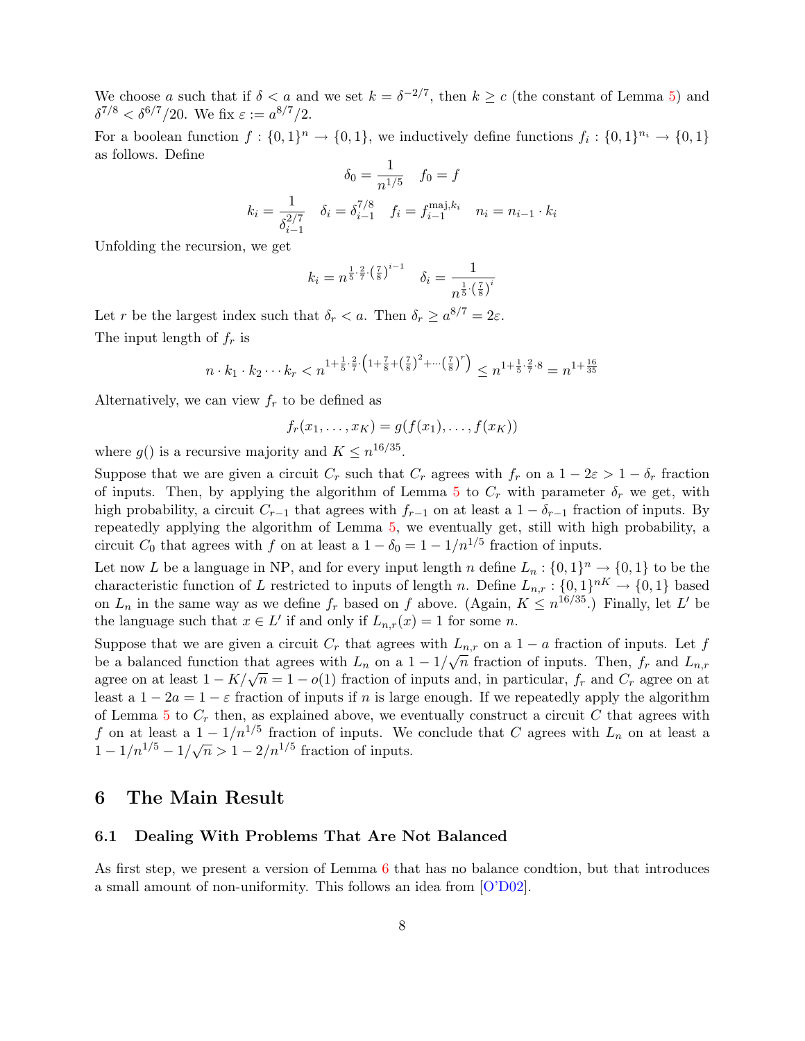We choose $a$ such that if $\delta < a$ and we set $k = \delta^{-2/7}$, then $k \geq c$ (the constant of Lemma 5) and $\delta^{7/8} < \delta^{6/7}/20$. We fix $\varepsilon := a^{8/7}/2$.

For a boolean function $f : \{0,1\}^n \to \{0,1\}$, we inductively define functions $f_i : \{0,1\}^{n_i} \to \{0,1\}$ as follows. Define

$$\delta_0 = \frac{1}{n^{1/5}} \quad f_0 = f$$

$$k_i = \frac{1}{\delta_{i-1}^{2/7}} \quad \delta_i = \delta_{i-1}^{7/8} \quad f_i = f_{i-1}^{\mathrm{maj},k_i} \quad n_i = n_{i-1} \cdot k_i$$

Unfolding the recursion, we get

$$k_i = n^{\frac{1}{5}\cdot\frac{2}{7}\cdot\left(\frac{7}{8}\right)^{i-1}} \quad \delta_i = \frac{1}{n^{\frac{1}{5}\cdot\left(\frac{7}{8}\right)^i}}$$

Let $r$ be the largest index such that $\delta_r < a$. Then $\delta_r \geq a^{8/7} = 2\varepsilon$.

The input length of $f_r$ is

$$n \cdot k_1 \cdot k_2 \cdots k_r < n^{1+\frac{1}{5}\cdot\frac{2}{7}\cdot\left(1+\frac{7}{8}+\left(\frac{7}{8}\right)^2+\cdots\left(\frac{7}{8}\right)^r\right)} \leq n^{1+\frac{1}{5}\cdot\frac{2}{7}\cdot 8} = n^{1+\frac{16}{35}}$$

Alternatively, we can view $f_r$ to be defined as

$$f_r(x_1,\ldots,x_K) = g(f(x_1),\ldots,f(x_K))$$

where $g()$ is a recursive majority and $K \leq n^{16/35}$.

Suppose that we are given a circuit $C_r$ such that $C_r$ agrees with $f_r$ on a $1-2\varepsilon > 1-\delta_r$ fraction of inputs. Then, by applying the algorithm of Lemma 5 to $C_r$ with parameter $\delta_r$ we get, with high probability, a circuit $C_{r-1}$ that agrees with $f_{r-1}$ on at least a $1-\delta_{r-1}$ fraction of inputs. By repeatedly applying the algorithm of Lemma 5, we eventually get, still with high probability, a circuit $C_0$ that agrees with $f$ on at least a $1-\delta_0 = 1-1/n^{1/5}$ fraction of inputs.

Let now $L$ be a language in NP, and for every input length $n$ define $L_n : \{0,1\}^n \to \{0,1\}$ to be the characteristic function of $L$ restricted to inputs of length $n$. Define $L_{n,r} : \{0,1\}^{nK} \to \{0,1\}$ based on $L_n$ in the same way as we define $f_r$ based on $f$ above. (Again, $K \leq n^{16/35}$.) Finally, let $L'$ be the language such that $x \in L'$ if and only if $L_{n,r}(x) = 1$ for some $n$.

Suppose that we are given a circuit $C_r$ that agrees with $L_{n,r}$ on a $1-a$ fraction of inputs. Let $f$ be a balanced function that agrees with $L_n$ on a $1-1/\sqrt{n}$ fraction of inputs. Then, $f_r$ and $L_{n,r}$ agree on at least $1-K/\sqrt{n} = 1-o(1)$ fraction of inputs and, in particular, $f_r$ and $C_r$ agree on at least a $1-2a = 1-\varepsilon$ fraction of inputs if $n$ is large enough. If we repeatedly apply the algorithm of Lemma 5 to $C_r$ then, as explained above, we eventually construct a circuit $C$ that agrees with $f$ on at least a $1-1/n^{1/5}$ fraction of inputs. We conclude that $C$ agrees with $L_n$ on at least a $1-1/n^{1/5}-1/\sqrt{n} > 1-2/n^{1/5}$ fraction of inputs.

# 6 The Main Result

## 6.1 Dealing With Problems That Are Not Balanced

As first step, we present a version of Lemma 6 that has no balance condtion, but that introduces a small amount of non-uniformity. This follows an idea from [O'D02].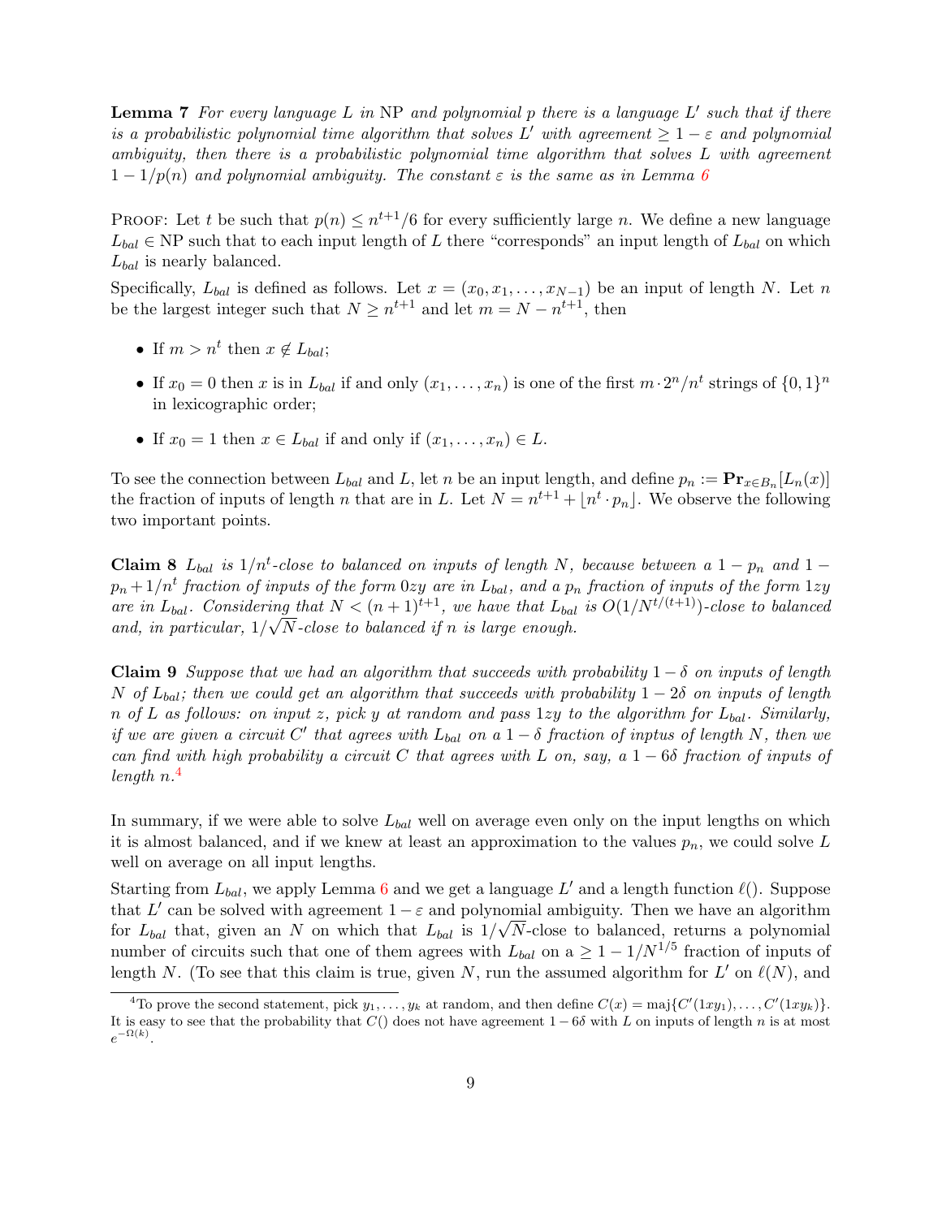**Lemma 7** *For every language $L$ in NP and polynomial $p$ there is a language $L'$ such that if there is a probabilistic polynomial time algorithm that solves $L'$ with agreement $\geq 1-\varepsilon$ and polynomial ambiguity, then there is a probabilistic polynomial time algorithm that solves $L$ with agreement $1 - 1/p(n)$ and polynomial ambiguity. The constant $\varepsilon$ is the same as in Lemma 6*

PROOF: Let $t$ be such that $p(n) \leq n^{t+1}/6$ for every sufficiently large $n$. We define a new language $L_{bal} \in$ NP such that to each input length of $L$ there "corresponds" an input length of $L_{bal}$ on which $L_{bal}$ is nearly balanced.

Specifically, $L_{bal}$ is defined as follows. Let $x = (x_0, x_1, \ldots, x_{N-1})$ be an input of length $N$. Let $n$ be the largest integer such that $N \geq n^{t+1}$ and let $m = N - n^{t+1}$, then

- If $m > n^t$ then $x \notin L_{bal}$;
- If $x_0 = 0$ then $x$ is in $L_{bal}$ if and only $(x_1, \ldots, x_n)$ is one of the first $m \cdot 2^n / n^t$ strings of $\{0,1\}^n$ in lexicographic order;
- If $x_0 = 1$ then $x \in L_{bal}$ if and only if $(x_1, \ldots, x_n) \in L$.

To see the connection between $L_{bal}$ and $L$, let $n$ be an input length, and define $p_n := \mathbf{Pr}_{x \in B_n}[L_n(x)]$ the fraction of inputs of length $n$ that are in $L$. Let $N = n^{t+1} + \lfloor n^t \cdot p_n \rfloor$. We observe the following two important points.

**Claim 8** *$L_{bal}$ is $1/n^t$-close to balanced on inputs of length $N$, because between a $1 - p_n$ and $1 - p_n + 1/n^t$ fraction of inputs of the form $0zy$ are in $L_{bal}$, and a $p_n$ fraction of inputs of the form $1zy$ are in $L_{bal}$. Considering that $N < (n+1)^{t+1}$, we have that $L_{bal}$ is $O(1/N^{t/(t+1)})$-close to balanced and, in particular, $1/\sqrt{N}$-close to balanced if $n$ is large enough.*

**Claim 9** *Suppose that we had an algorithm that succeeds with probability $1 - \delta$ on inputs of length $N$ of $L_{bal}$; then we could get an algorithm that succeeds with probability $1 - 2\delta$ on inputs of length $n$ of $L$ as follows: on input $z$, pick $y$ at random and pass $1zy$ to the algorithm for $L_{bal}$. Similarly, if we are given a circuit $C'$ that agrees with $L_{bal}$ on a $1 - \delta$ fraction of inptus of length $N$, then we can find with high probability a circuit $C$ that agrees with $L$ on, say, a $1 - 6\delta$ fraction of inputs of length $n$.*[4]

In summary, if we were able to solve $L_{bal}$ well on average even only on the input lengths on which it is almost balanced, and if we knew at least an approximation to the values $p_n$, we could solve $L$ well on average on all input lengths.

Starting from $L_{bal}$, we apply Lemma 6 and we get a language $L'$ and a length function $\ell()$. Suppose that $L'$ can be solved with agreement $1 - \varepsilon$ and polynomial ambiguity. Then we have an algorithm for $L_{bal}$ that, given an $N$ on which that $L_{bal}$ is $1/\sqrt{N}$-close to balanced, returns a polynomial number of circuits such that one of them agrees with $L_{bal}$ on a $\geq 1 - 1/N^{1/5}$ fraction of inputs of length $N$. (To see that this claim is true, given $N$, run the assumed algorithm for $L'$ on $\ell(N)$, and

[4] To prove the second statement, pick $y_1, \ldots, y_k$ at random, and then define $C(x) = \text{maj}\{C'(1xy_1), \ldots, C'(1xy_k)\}$. It is easy to see that the probability that $C()$ does not have agreement $1 - 6\delta$ with $L$ on inputs of length $n$ is at most $e^{-\Omega(k)}$.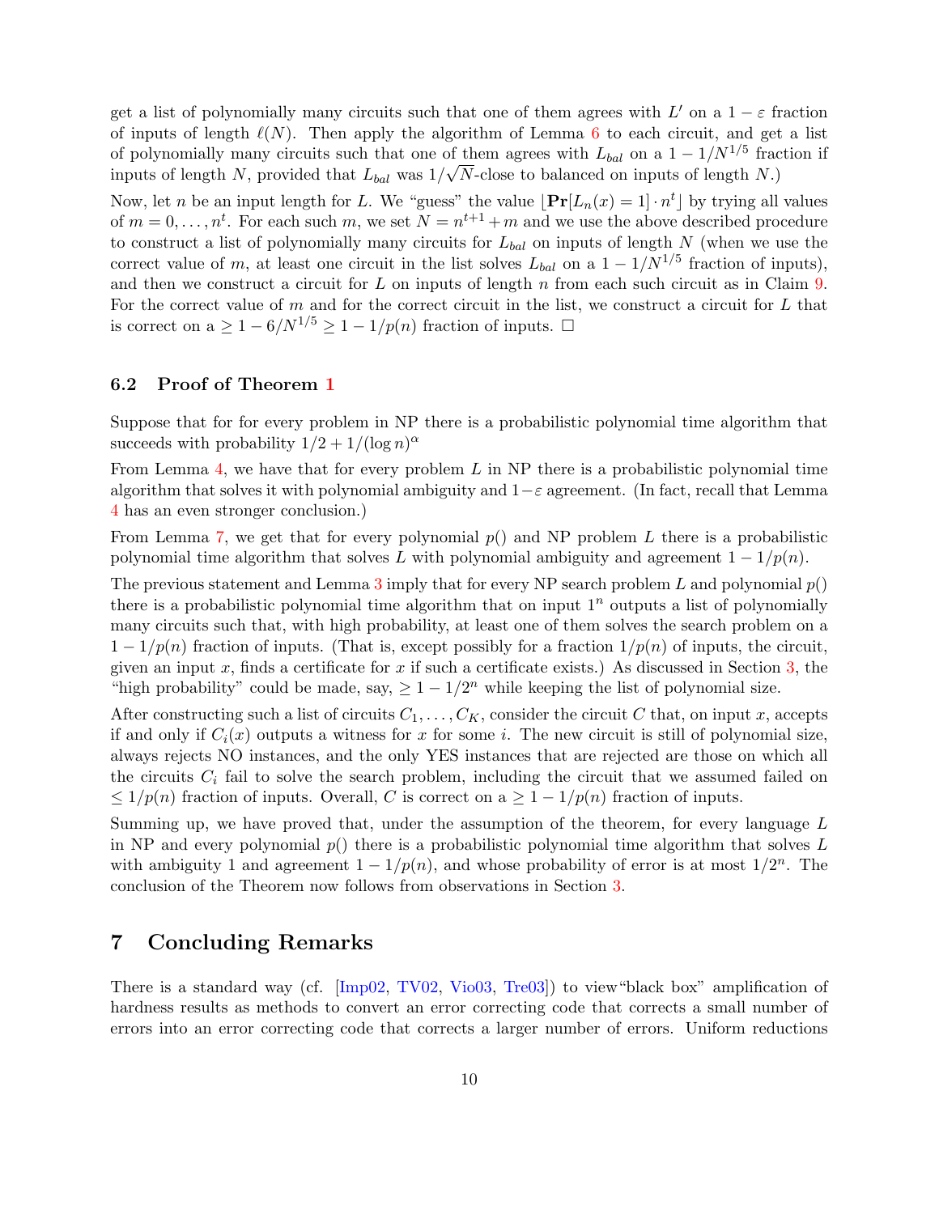get a list of polynomially many circuits such that one of them agrees with $L'$ on a $1-\varepsilon$ fraction of inputs of length $\ell(N)$. Then apply the algorithm of Lemma 6 to each circuit, and get a list of polynomially many circuits such that one of them agrees with $L_{bal}$ on a $1-1/N^{1/5}$ fraction if inputs of length $N$, provided that $L_{bal}$ was $1/\sqrt{N}$-close to balanced on inputs of length $N$.)

Now, let $n$ be an input length for $L$. We "guess" the value $\lfloor \mathbf{Pr}[L_n(x)=1]\cdot n^t \rfloor$ by trying all values of $m=0,\ldots,n^t$. For each such $m$, we set $N=n^{t+1}+m$ and we use the above described procedure to construct a list of polynomially many circuits for $L_{bal}$ on inputs of length $N$ (when we use the correct value of $m$, at least one circuit in the list solves $L_{bal}$ on a $1-1/N^{1/5}$ fraction of inputs), and then we construct a circuit for $L$ on inputs of length $n$ from each such circuit as in Claim 9. For the correct value of $m$ and for the correct circuit in the list, we construct a circuit for $L$ that is correct on a $\geq 1-6/N^{1/5} \geq 1-1/p(n)$ fraction of inputs. □

### 6.2 Proof of Theorem 1

Suppose that for for every problem in NP there is a probabilistic polynomial time algorithm that succeeds with probability $1/2+1/(\log n)^\alpha$

From Lemma 4, we have that for every problem $L$ in NP there is a probabilistic polynomial time algorithm that solves it with polynomial ambiguity and $1-\varepsilon$ agreement. (In fact, recall that Lemma 4 has an even stronger conclusion.)

From Lemma 7, we get that for every polynomial $p()$ and NP problem $L$ there is a probabilistic polynomial time algorithm that solves $L$ with polynomial ambiguity and agreement $1-1/p(n)$.

The previous statement and Lemma 3 imply that for every NP search problem $L$ and polynomial $p()$ there is a probabilistic polynomial time algorithm that on input $1^n$ outputs a list of polynomially many circuits such that, with high probability, at least one of them solves the search problem on a $1-1/p(n)$ fraction of inputs. (That is, except possibly for a fraction $1/p(n)$ of inputs, the circuit, given an input $x$, finds a certificate for $x$ if such a certificate exists.) As discussed in Section 3, the "high probability" could be made, say, $\geq 1-1/2^n$ while keeping the list of polynomial size.

After constructing such a list of circuits $C_1,\ldots,C_K$, consider the circuit $C$ that, on input $x$, accepts if and only if $C_i(x)$ outputs a witness for $x$ for some $i$. The new circuit is still of polynomial size, always rejects NO instances, and the only YES instances that are rejected are those on which all the circuits $C_i$ fail to solve the search problem, including the circuit that we assumed failed on $\leq 1/p(n)$ fraction of inputs. Overall, $C$ is correct on a $\geq 1-1/p(n)$ fraction of inputs.

Summing up, we have proved that, under the assumption of the theorem, for every language $L$ in NP and every polynomial $p()$ there is a probabilistic polynomial time algorithm that solves $L$ with ambiguity 1 and agreement $1-1/p(n)$, and whose probability of error is at most $1/2^n$. The conclusion of the Theorem now follows from observations in Section 3.

## 7 Concluding Remarks

There is a standard way (cf. [Imp02, TV02, Vio03, Tre03]) to view"black box" amplification of hardness results as methods to convert an error correcting code that corrects a small number of errors into an error correcting code that corrects a larger number of errors. Uniform reductions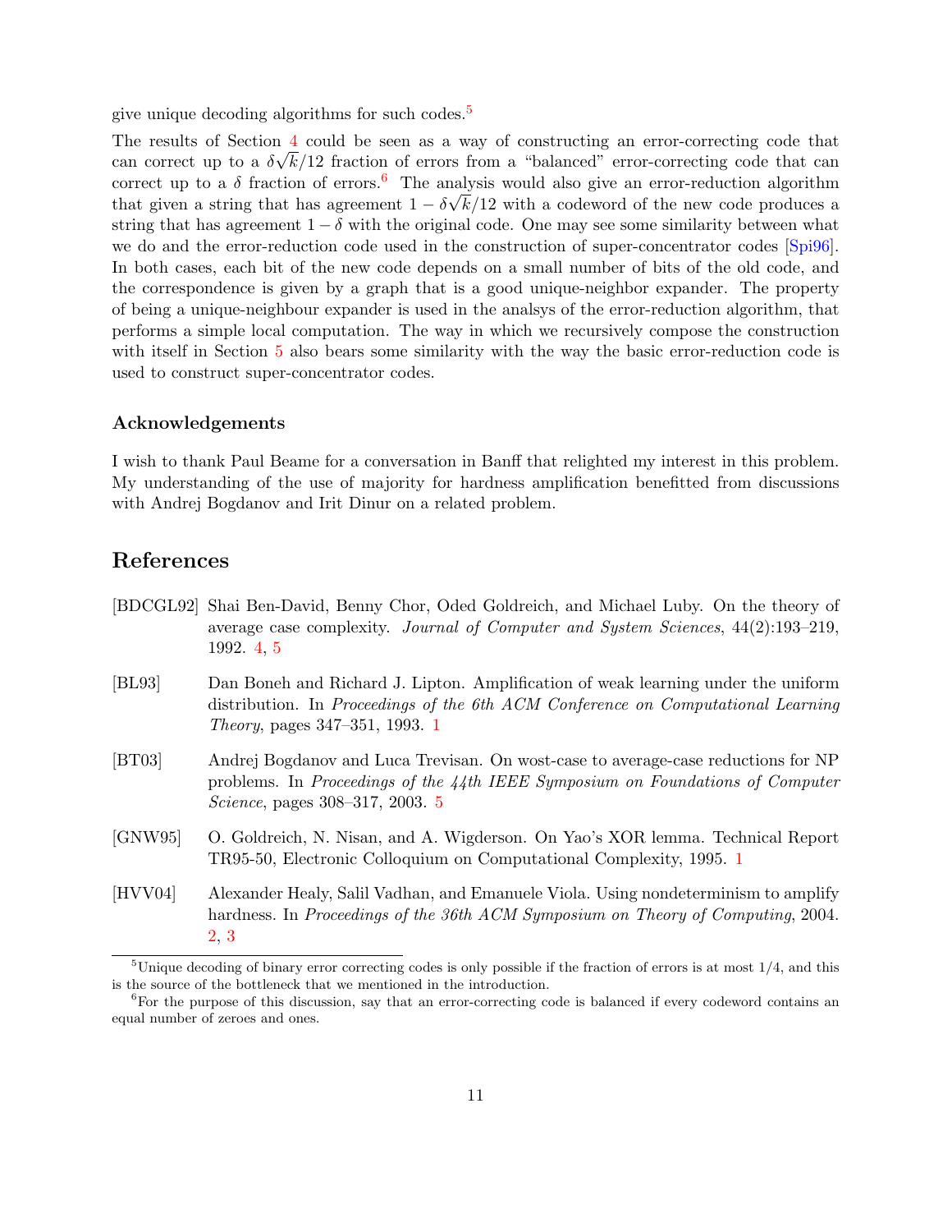give unique decoding algorithms for such codes.[5]

The results of Section 4 could be seen as a way of constructing an error-correcting code that can correct up to a $\delta\sqrt{k}/12$ fraction of errors from a "balanced" error-correcting code that can correct up to a $\delta$ fraction of errors.[6] The analysis would also give an error-reduction algorithm that given a string that has agreement $1 - \delta\sqrt{k}/12$ with a codeword of the new code produces a string that has agreement $1 - \delta$ with the original code. One may see some similarity between what we do and the error-reduction code used in the construction of super-concentrator codes [Spi96]. In both cases, each bit of the new code depends on a small number of bits of the old code, and the correspondence is given by a graph that is a good unique-neighbor expander. The property of being a unique-neighbour expander is used in the analsys of the error-reduction algorithm, that performs a simple local computation. The way in which we recursively compose the construction with itself in Section 5 also bears some similarity with the way the basic error-reduction code is used to construct super-concentrator codes.

### Acknowledgements

I wish to thank Paul Beame for a conversation in Banff that relighted my interest in this problem. My understanding of the use of majority for hardness amplification benefitted from discussions with Andrej Bogdanov and Irit Dinur on a related problem.

## References

[BDCGL92] Shai Ben-David, Benny Chor, Oded Goldreich, and Michael Luby. On the theory of average case complexity. *Journal of Computer and System Sciences*, 44(2):193–219, 1992. 4, 5

[BL93] Dan Boneh and Richard J. Lipton. Amplification of weak learning under the uniform distribution. In *Proceedings of the 6th ACM Conference on Computational Learning Theory*, pages 347–351, 1993. 1

[BT03] Andrej Bogdanov and Luca Trevisan. On wost-case to average-case reductions for NP problems. In *Proceedings of the 44th IEEE Symposium on Foundations of Computer Science*, pages 308–317, 2003. 5

[GNW95] O. Goldreich, N. Nisan, and A. Wigderson. On Yao's XOR lemma. Technical Report TR95-50, Electronic Colloquium on Computational Complexity, 1995. 1

[HVV04] Alexander Healy, Salil Vadhan, and Emanuele Viola. Using nondeterminism to amplify hardness. In *Proceedings of the 36th ACM Symposium on Theory of Computing*, 2004. 2, 3

[5] Unique decoding of binary error correcting codes is only possible if the fraction of errors is at most $1/4$, and this is the source of the bottleneck that we mentioned in the introduction.

[6] For the purpose of this discussion, say that an error-correcting code is balanced if every codeword contains an equal number of zeroes and ones.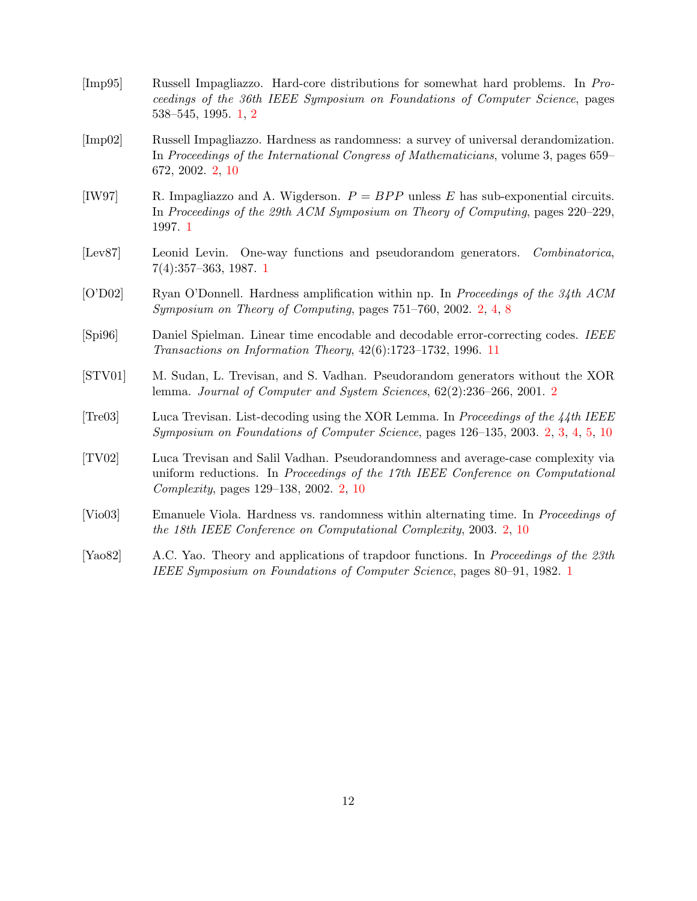[Imp95] Russell Impagliazzo. Hard-core distributions for somewhat hard problems. In *Proceedings of the 36th IEEE Symposium on Foundations of Computer Science*, pages 538–545, 1995. 1, 2

[Imp02] Russell Impagliazzo. Hardness as randomness: a survey of universal derandomization. In *Proceedings of the International Congress of Mathematicians*, volume 3, pages 659–672, 2002. 2, 10

[IW97] R. Impagliazzo and A. Wigderson. $P = BPP$ unless $E$ has sub-exponential circuits. In *Proceedings of the 29th ACM Symposium on Theory of Computing*, pages 220–229, 1997. 1

[Lev87] Leonid Levin. One-way functions and pseudorandom generators. *Combinatorica*, 7(4):357–363, 1987. 1

[O'D02] Ryan O'Donnell. Hardness amplification within np. In *Proceedings of the 34th ACM Symposium on Theory of Computing*, pages 751–760, 2002. 2, 4, 8

[Spi96] Daniel Spielman. Linear time encodable and decodable error-correcting codes. *IEEE Transactions on Information Theory*, 42(6):1723–1732, 1996. 11

[STV01] M. Sudan, L. Trevisan, and S. Vadhan. Pseudorandom generators without the XOR lemma. *Journal of Computer and System Sciences*, 62(2):236–266, 2001. 2

[Tre03] Luca Trevisan. List-decoding using the XOR Lemma. In *Proceedings of the 44th IEEE Symposium on Foundations of Computer Science*, pages 126–135, 2003. 2, 3, 4, 5, 10

[TV02] Luca Trevisan and Salil Vadhan. Pseudorandomness and average-case complexity via uniform reductions. In *Proceedings of the 17th IEEE Conference on Computational Complexity*, pages 129–138, 2002. 2, 10

[Vio03] Emanuele Viola. Hardness vs. randomness within alternating time. In *Proceedings of the 18th IEEE Conference on Computational Complexity*, 2003. 2, 10

[Yao82] A.C. Yao. Theory and applications of trapdoor functions. In *Proceedings of the 23th IEEE Symposium on Foundations of Computer Science*, pages 80–91, 1982. 1